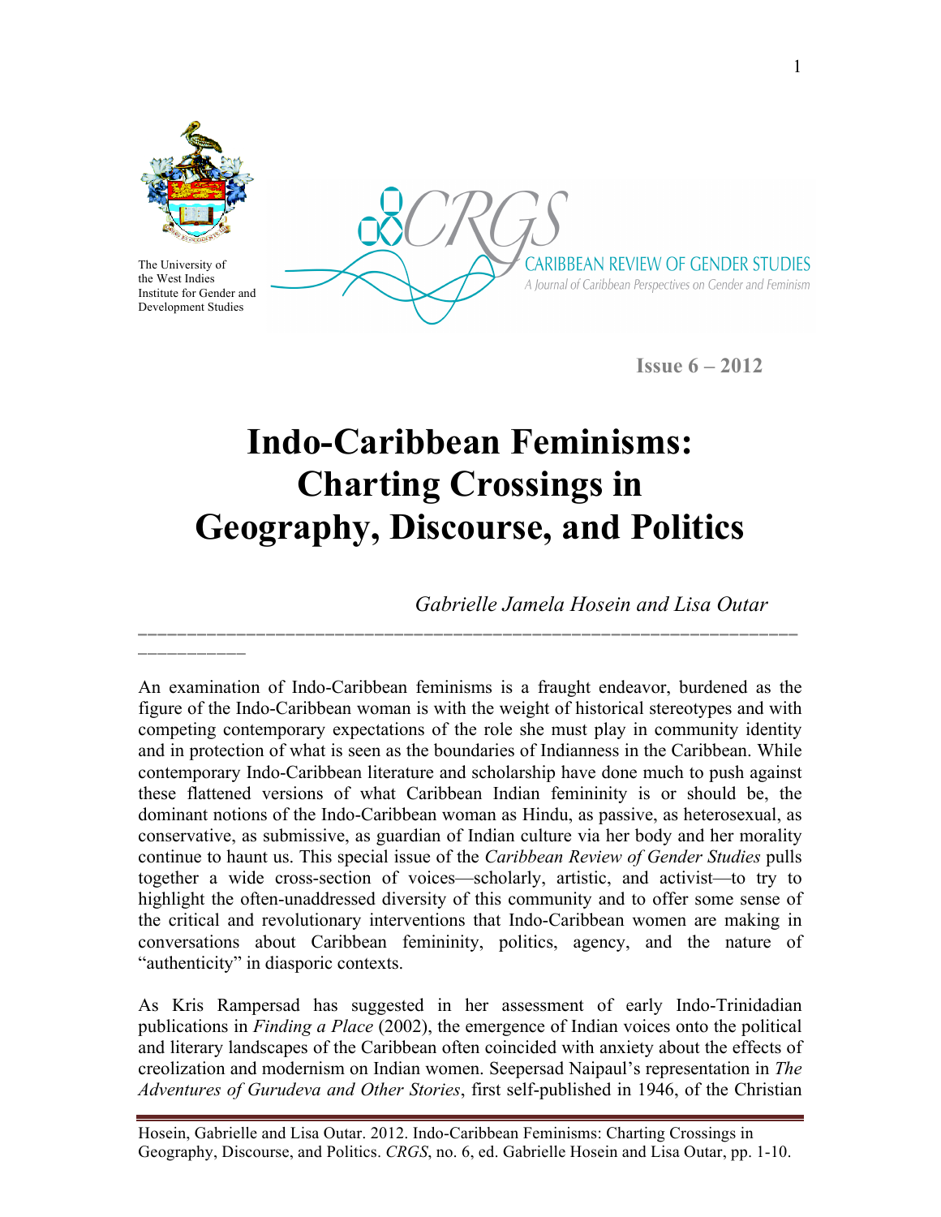The University of the West Indies
Institute for Gender and Development Studies

CARIBBEAN REVIEW OF GENDER STUDIES
A Journal of Caribbean Perspectives on Gender and Feminism

**Issue 6 – 2012**

# Indo-Caribbean Feminisms: Charting Crossings in Geography, Discourse, and Politics

*Gabrielle Jamela Hosein and Lisa Outar*

---

An examination of Indo-Caribbean feminisms is a fraught endeavor, burdened as the figure of the Indo-Caribbean woman is with the weight of historical stereotypes and with competing contemporary expectations of the role she must play in community identity and in protection of what is seen as the boundaries of Indianness in the Caribbean. While contemporary Indo-Caribbean literature and scholarship have done much to push against these flattened versions of what Caribbean Indian femininity is or should be, the dominant notions of the Indo-Caribbean woman as Hindu, as passive, as heterosexual, as conservative, as submissive, as guardian of Indian culture via her body and her morality continue to haunt us. This special issue of the *Caribbean Review of Gender Studies* pulls together a wide cross-section of voices—scholarly, artistic, and activist—to try to highlight the often-unaddressed diversity of this community and to offer some sense of the critical and revolutionary interventions that Indo-Caribbean women are making in conversations about Caribbean femininity, politics, agency, and the nature of "authenticity" in diasporic contexts.

As Kris Rampersad has suggested in her assessment of early Indo-Trinidadian publications in *Finding a Place* (2002), the emergence of Indian voices onto the political and literary landscapes of the Caribbean often coincided with anxiety about the effects of creolization and modernism on Indian women. Seepersad Naipaul's representation in *The Adventures of Gurudeva and Other Stories*, first self-published in 1946, of the Christian

Hosein, Gabrielle and Lisa Outar. 2012. Indo-Caribbean Feminisms: Charting Crossings in Geography, Discourse, and Politics. *CRGS*, no. 6, ed. Gabrielle Hosein and Lisa Outar, pp. 1-10.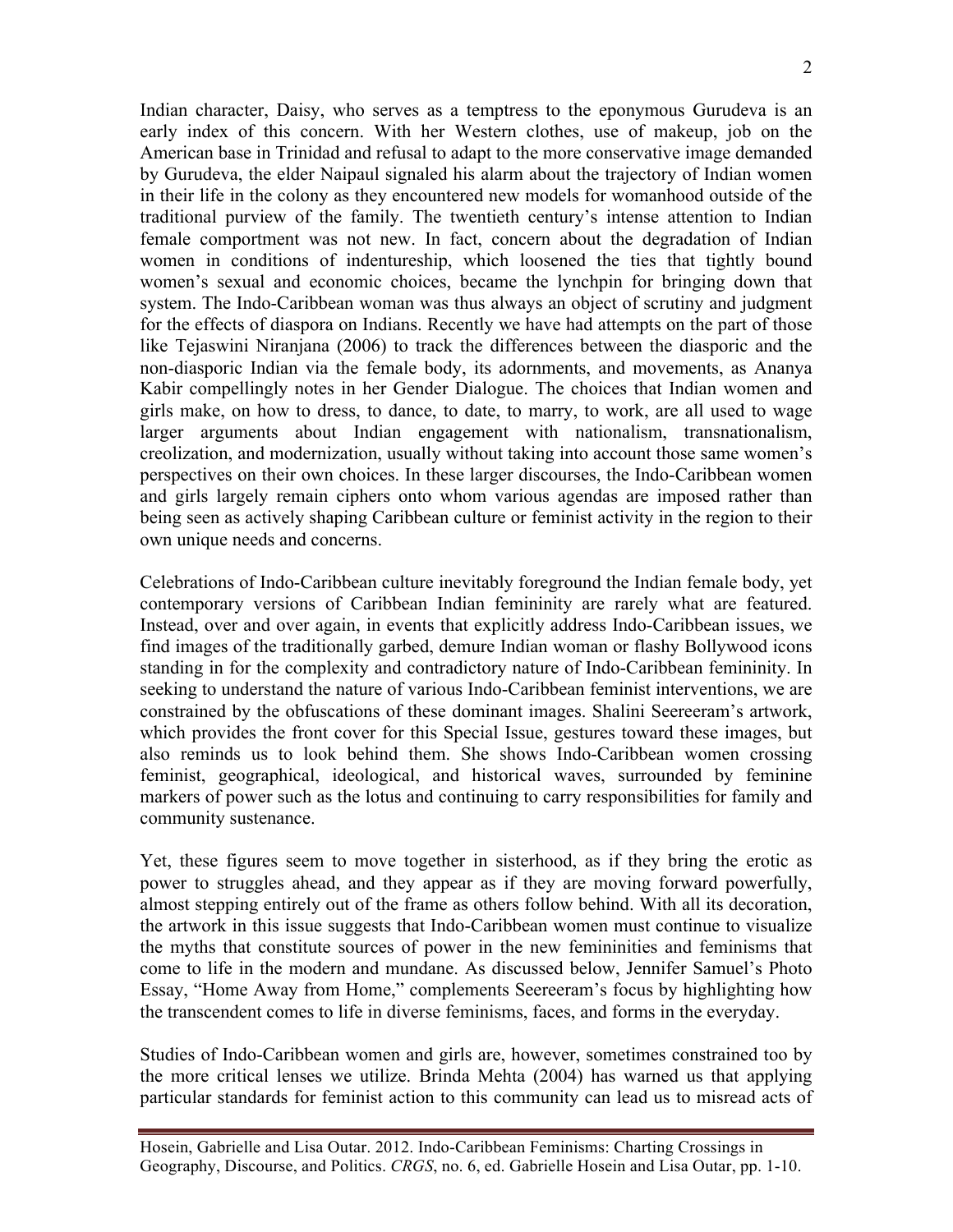Indian character, Daisy, who serves as a temptress to the eponymous Gurudeva is an early index of this concern. With her Western clothes, use of makeup, job on the American base in Trinidad and refusal to adapt to the more conservative image demanded by Gurudeva, the elder Naipaul signaled his alarm about the trajectory of Indian women in their life in the colony as they encountered new models for womanhood outside of the traditional purview of the family. The twentieth century's intense attention to Indian female comportment was not new. In fact, concern about the degradation of Indian women in conditions of indentureship, which loosened the ties that tightly bound women's sexual and economic choices, became the lynchpin for bringing down that system. The Indo-Caribbean woman was thus always an object of scrutiny and judgment for the effects of diaspora on Indians. Recently we have had attempts on the part of those like Tejaswini Niranjana (2006) to track the differences between the diasporic and the non-diasporic Indian via the female body, its adornments, and movements, as Ananya Kabir compellingly notes in her Gender Dialogue. The choices that Indian women and girls make, on how to dress, to dance, to date, to marry, to work, are all used to wage larger arguments about Indian engagement with nationalism, transnationalism, creolization, and modernization, usually without taking into account those same women's perspectives on their own choices. In these larger discourses, the Indo-Caribbean women and girls largely remain ciphers onto whom various agendas are imposed rather than being seen as actively shaping Caribbean culture or feminist activity in the region to their own unique needs and concerns.

Celebrations of Indo-Caribbean culture inevitably foreground the Indian female body, yet contemporary versions of Caribbean Indian femininity are rarely what are featured. Instead, over and over again, in events that explicitly address Indo-Caribbean issues, we find images of the traditionally garbed, demure Indian woman or flashy Bollywood icons standing in for the complexity and contradictory nature of Indo-Caribbean femininity. In seeking to understand the nature of various Indo-Caribbean feminist interventions, we are constrained by the obfuscations of these dominant images. Shalini Seereeram's artwork, which provides the front cover for this Special Issue, gestures toward these images, but also reminds us to look behind them. She shows Indo-Caribbean women crossing feminist, geographical, ideological, and historical waves, surrounded by feminine markers of power such as the lotus and continuing to carry responsibilities for family and community sustenance.

Yet, these figures seem to move together in sisterhood, as if they bring the erotic as power to struggles ahead, and they appear as if they are moving forward powerfully, almost stepping entirely out of the frame as others follow behind. With all its decoration, the artwork in this issue suggests that Indo-Caribbean women must continue to visualize the myths that constitute sources of power in the new femininities and feminisms that come to life in the modern and mundane. As discussed below, Jennifer Samuel's Photo Essay, "Home Away from Home," complements Seereeram's focus by highlighting how the transcendent comes to life in diverse feminisms, faces, and forms in the everyday.

Studies of Indo-Caribbean women and girls are, however, sometimes constrained too by the more critical lenses we utilize. Brinda Mehta (2004) has warned us that applying particular standards for feminist action to this community can lead us to misread acts of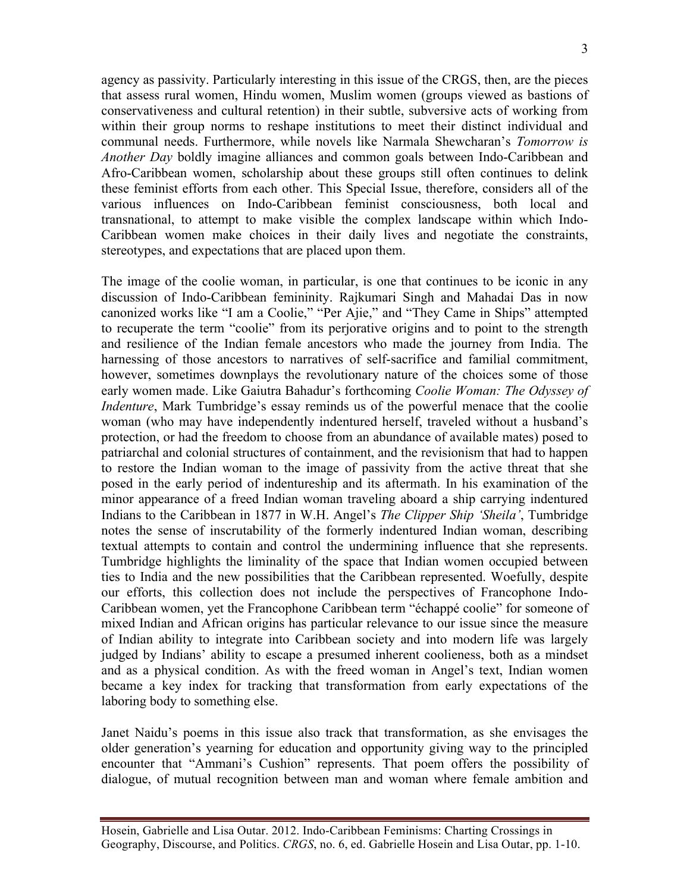agency as passivity. Particularly interesting in this issue of the CRGS, then, are the pieces that assess rural women, Hindu women, Muslim women (groups viewed as bastions of conservativeness and cultural retention) in their subtle, subversive acts of working from within their group norms to reshape institutions to meet their distinct individual and communal needs. Furthermore, while novels like Narmala Shewcharan's *Tomorrow is Another Day* boldly imagine alliances and common goals between Indo-Caribbean and Afro-Caribbean women, scholarship about these groups still often continues to delink these feminist efforts from each other. This Special Issue, therefore, considers all of the various influences on Indo-Caribbean feminist consciousness, both local and transnational, to attempt to make visible the complex landscape within which Indo-Caribbean women make choices in their daily lives and negotiate the constraints, stereotypes, and expectations that are placed upon them.

The image of the coolie woman, in particular, is one that continues to be iconic in any discussion of Indo-Caribbean femininity. Rajkumari Singh and Mahadai Das in now canonized works like "I am a Coolie," "Per Ajie," and "They Came in Ships" attempted to recuperate the term "coolie" from its perjorative origins and to point to the strength and resilience of the Indian female ancestors who made the journey from India. The harnessing of those ancestors to narratives of self-sacrifice and familial commitment, however, sometimes downplays the revolutionary nature of the choices some of those early women made. Like Gaiutra Bahadur's forthcoming *Coolie Woman: The Odyssey of Indenture*, Mark Tumbridge's essay reminds us of the powerful menace that the coolie woman (who may have independently indentured herself, traveled without a husband's protection, or had the freedom to choose from an abundance of available mates) posed to patriarchal and colonial structures of containment, and the revisionism that had to happen to restore the Indian woman to the image of passivity from the active threat that she posed in the early period of indentureship and its aftermath. In his examination of the minor appearance of a freed Indian woman traveling aboard a ship carrying indentured Indians to the Caribbean in 1877 in W.H. Angel's *The Clipper Ship 'Sheila'*, Tumbridge notes the sense of inscrutability of the formerly indentured Indian woman, describing textual attempts to contain and control the undermining influence that she represents. Tumbridge highlights the liminality of the space that Indian women occupied between ties to India and the new possibilities that the Caribbean represented. Woefully, despite our efforts, this collection does not include the perspectives of Francophone Indo-Caribbean women, yet the Francophone Caribbean term "échappé coolie" for someone of mixed Indian and African origins has particular relevance to our issue since the measure of Indian ability to integrate into Caribbean society and into modern life was largely judged by Indians' ability to escape a presumed inherent coolieness, both as a mindset and as a physical condition. As with the freed woman in Angel's text, Indian women became a key index for tracking that transformation from early expectations of the laboring body to something else.

Janet Naidu's poems in this issue also track that transformation, as she envisages the older generation's yearning for education and opportunity giving way to the principled encounter that "Ammani's Cushion" represents. That poem offers the possibility of dialogue, of mutual recognition between man and woman where female ambition and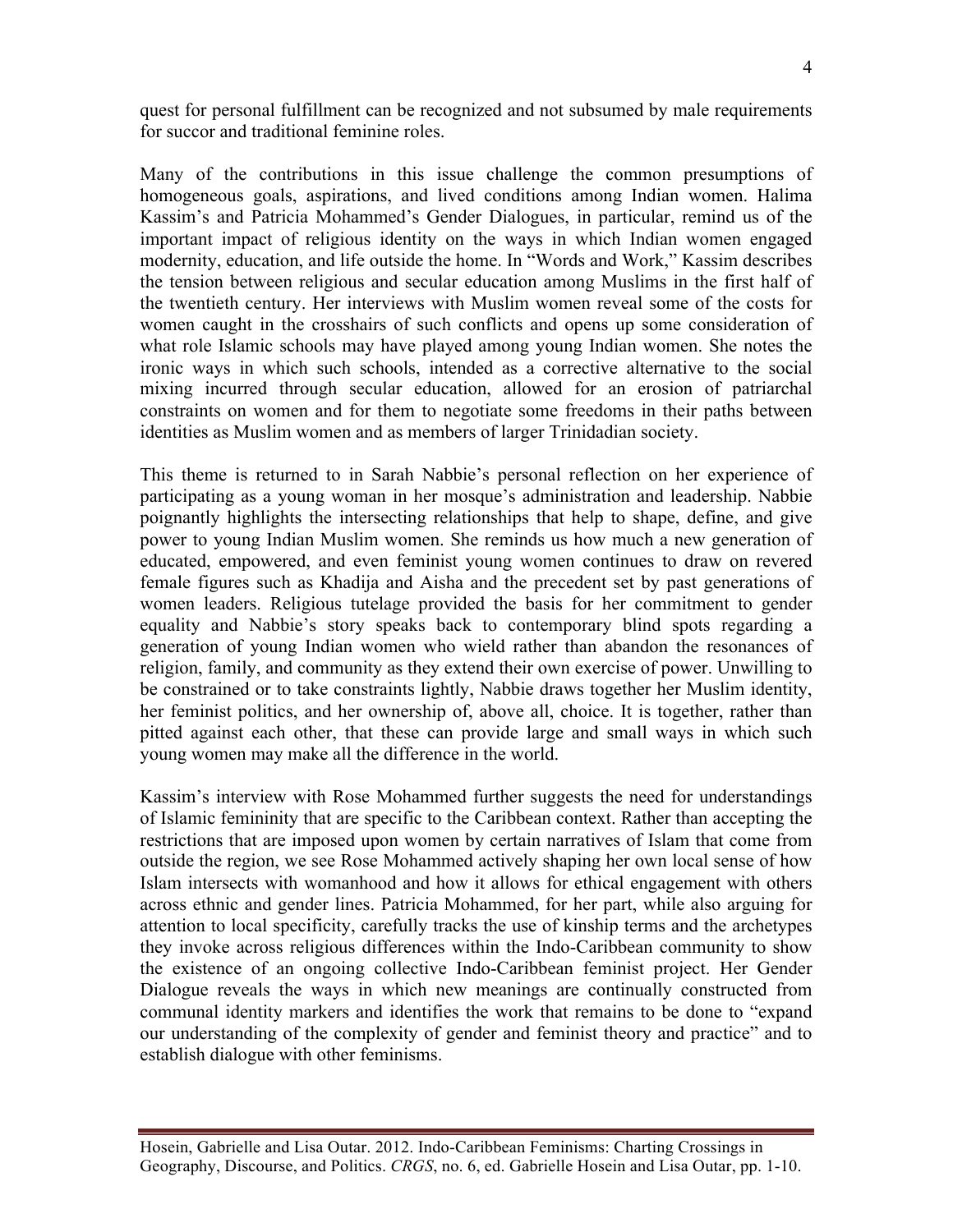quest for personal fulfillment can be recognized and not subsumed by male requirements for succor and traditional feminine roles.

Many of the contributions in this issue challenge the common presumptions of homogeneous goals, aspirations, and lived conditions among Indian women. Halima Kassim's and Patricia Mohammed's Gender Dialogues, in particular, remind us of the important impact of religious identity on the ways in which Indian women engaged modernity, education, and life outside the home. In "Words and Work," Kassim describes the tension between religious and secular education among Muslims in the first half of the twentieth century. Her interviews with Muslim women reveal some of the costs for women caught in the crosshairs of such conflicts and opens up some consideration of what role Islamic schools may have played among young Indian women. She notes the ironic ways in which such schools, intended as a corrective alternative to the social mixing incurred through secular education, allowed for an erosion of patriarchal constraints on women and for them to negotiate some freedoms in their paths between identities as Muslim women and as members of larger Trinidadian society.

This theme is returned to in Sarah Nabbie's personal reflection on her experience of participating as a young woman in her mosque's administration and leadership. Nabbie poignantly highlights the intersecting relationships that help to shape, define, and give power to young Indian Muslim women. She reminds us how much a new generation of educated, empowered, and even feminist young women continues to draw on revered female figures such as Khadija and Aisha and the precedent set by past generations of women leaders. Religious tutelage provided the basis for her commitment to gender equality and Nabbie's story speaks back to contemporary blind spots regarding a generation of young Indian women who wield rather than abandon the resonances of religion, family, and community as they extend their own exercise of power. Unwilling to be constrained or to take constraints lightly, Nabbie draws together her Muslim identity, her feminist politics, and her ownership of, above all, choice. It is together, rather than pitted against each other, that these can provide large and small ways in which such young women may make all the difference in the world.

Kassim's interview with Rose Mohammed further suggests the need for understandings of Islamic femininity that are specific to the Caribbean context. Rather than accepting the restrictions that are imposed upon women by certain narratives of Islam that come from outside the region, we see Rose Mohammed actively shaping her own local sense of how Islam intersects with womanhood and how it allows for ethical engagement with others across ethnic and gender lines. Patricia Mohammed, for her part, while also arguing for attention to local specificity, carefully tracks the use of kinship terms and the archetypes they invoke across religious differences within the Indo-Caribbean community to show the existence of an ongoing collective Indo-Caribbean feminist project. Her Gender Dialogue reveals the ways in which new meanings are continually constructed from communal identity markers and identifies the work that remains to be done to "expand our understanding of the complexity of gender and feminist theory and practice" and to establish dialogue with other feminisms.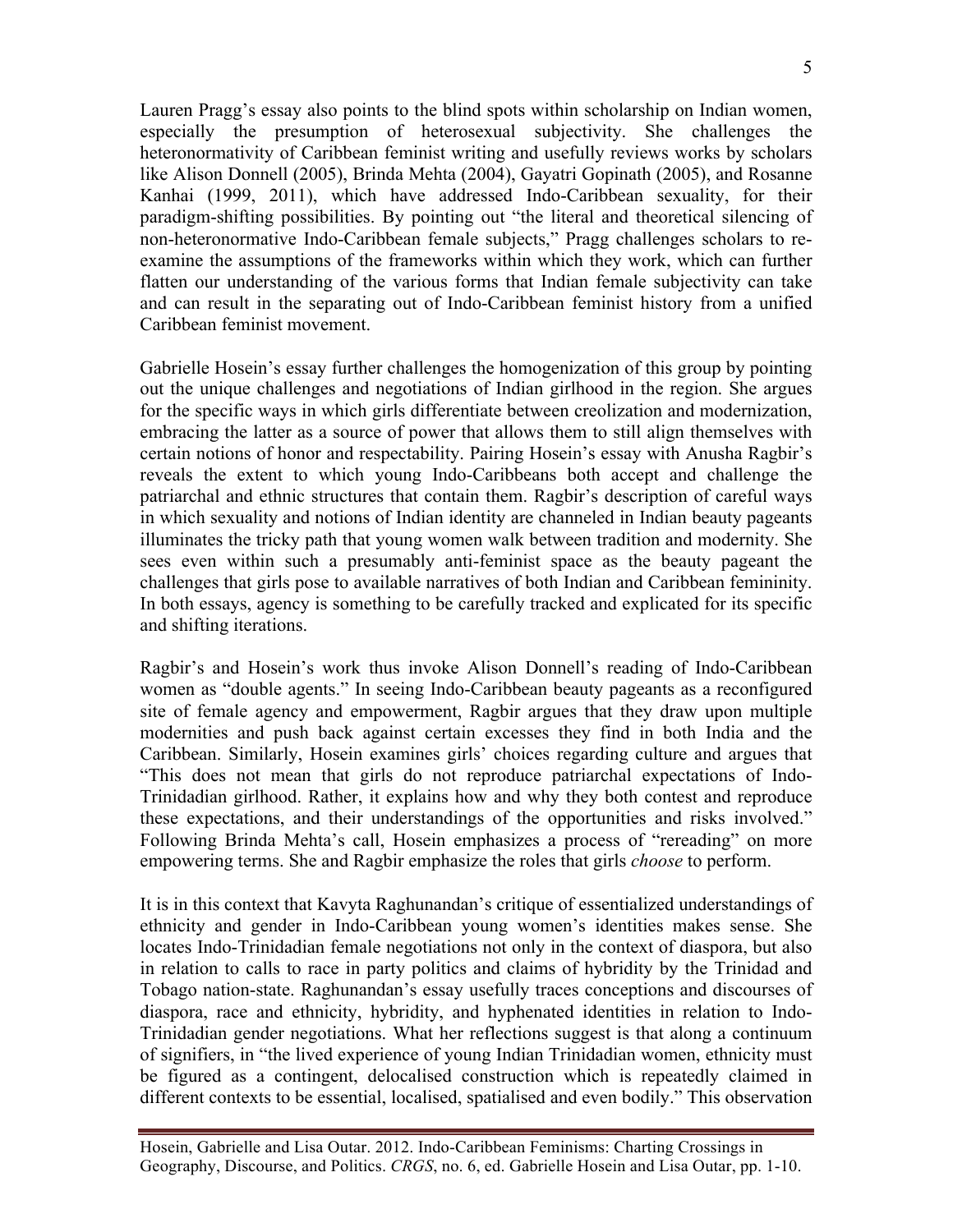Lauren Pragg's essay also points to the blind spots within scholarship on Indian women, especially the presumption of heterosexual subjectivity. She challenges the heteronormativity of Caribbean feminist writing and usefully reviews works by scholars like Alison Donnell (2005), Brinda Mehta (2004), Gayatri Gopinath (2005), and Rosanne Kanhai (1999, 2011), which have addressed Indo-Caribbean sexuality, for their paradigm-shifting possibilities. By pointing out "the literal and theoretical silencing of non-heteronormative Indo-Caribbean female subjects," Pragg challenges scholars to re-examine the assumptions of the frameworks within which they work, which can further flatten our understanding of the various forms that Indian female subjectivity can take and can result in the separating out of Indo-Caribbean feminist history from a unified Caribbean feminist movement.

Gabrielle Hosein's essay further challenges the homogenization of this group by pointing out the unique challenges and negotiations of Indian girlhood in the region. She argues for the specific ways in which girls differentiate between creolization and modernization, embracing the latter as a source of power that allows them to still align themselves with certain notions of honor and respectability. Pairing Hosein's essay with Anusha Ragbir's reveals the extent to which young Indo-Caribbeans both accept and challenge the patriarchal and ethnic structures that contain them. Ragbir's description of careful ways in which sexuality and notions of Indian identity are channeled in Indian beauty pageants illuminates the tricky path that young women walk between tradition and modernity. She sees even within such a presumably anti-feminist space as the beauty pageant the challenges that girls pose to available narratives of both Indian and Caribbean femininity. In both essays, agency is something to be carefully tracked and explicated for its specific and shifting iterations.

Ragbir's and Hosein's work thus invoke Alison Donnell's reading of Indo-Caribbean women as "double agents." In seeing Indo-Caribbean beauty pageants as a reconfigured site of female agency and empowerment, Ragbir argues that they draw upon multiple modernities and push back against certain excesses they find in both India and the Caribbean. Similarly, Hosein examines girls' choices regarding culture and argues that "This does not mean that girls do not reproduce patriarchal expectations of Indo-Trinidadian girlhood. Rather, it explains how and why they both contest and reproduce these expectations, and their understandings of the opportunities and risks involved." Following Brinda Mehta's call, Hosein emphasizes a process of "rereading" on more empowering terms. She and Ragbir emphasize the roles that girls *choose* to perform.

It is in this context that Kavyta Raghunandan's critique of essentialized understandings of ethnicity and gender in Indo-Caribbean young women's identities makes sense. She locates Indo-Trinidadian female negotiations not only in the context of diaspora, but also in relation to calls to race in party politics and claims of hybridity by the Trinidad and Tobago nation-state. Raghunandan's essay usefully traces conceptions and discourses of diaspora, race and ethnicity, hybridity, and hyphenated identities in relation to Indo-Trinidadian gender negotiations. What her reflections suggest is that along a continuum of signifiers, in "the lived experience of young Indian Trinidadian women, ethnicity must be figured as a contingent, delocalised construction which is repeatedly claimed in different contexts to be essential, localised, spatialised and even bodily." This observation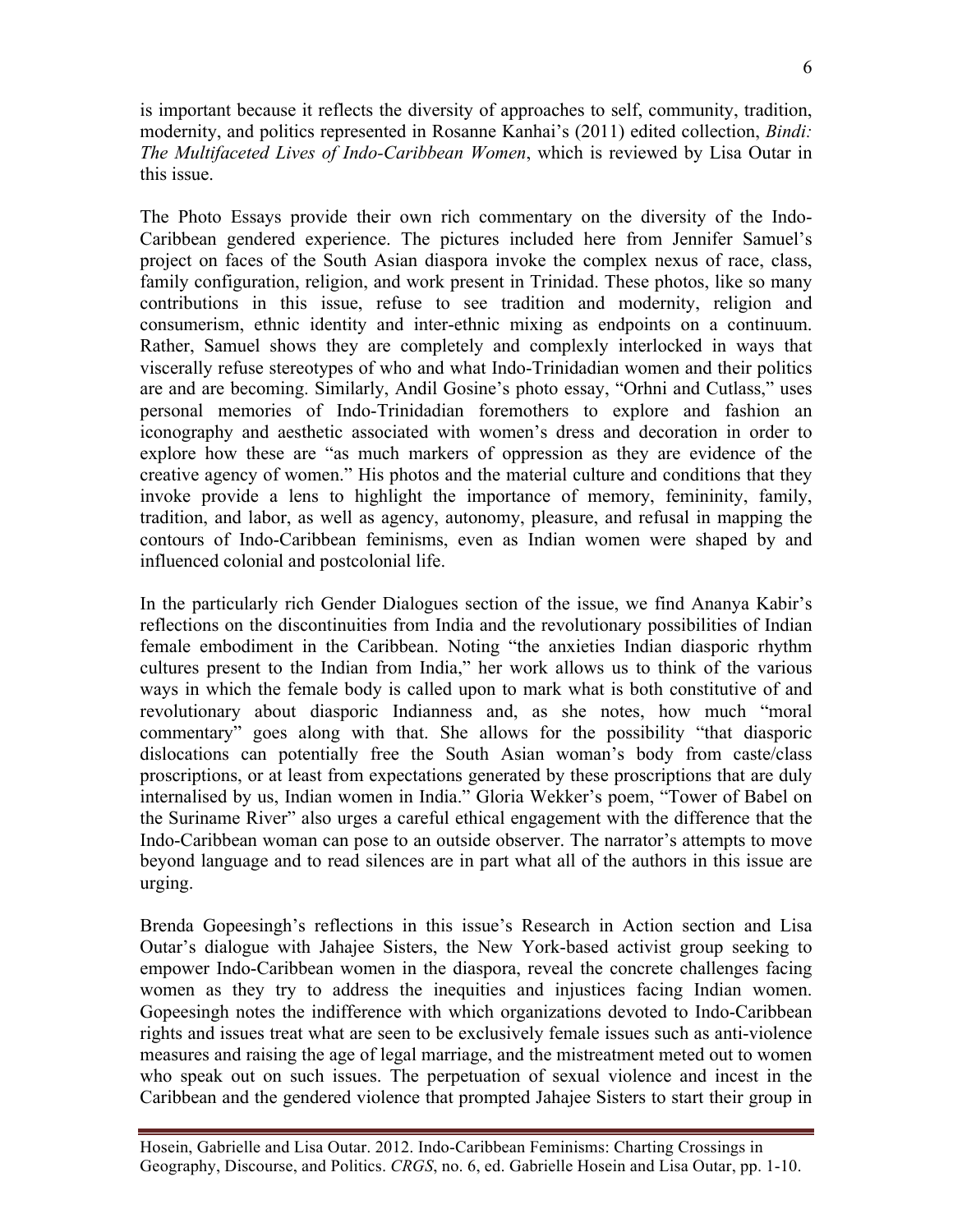is important because it reflects the diversity of approaches to self, community, tradition, modernity, and politics represented in Rosanne Kanhai's (2011) edited collection, *Bindi: The Multifaceted Lives of Indo-Caribbean Women*, which is reviewed by Lisa Outar in this issue.

The Photo Essays provide their own rich commentary on the diversity of the Indo-Caribbean gendered experience. The pictures included here from Jennifer Samuel's project on faces of the South Asian diaspora invoke the complex nexus of race, class, family configuration, religion, and work present in Trinidad. These photos, like so many contributions in this issue, refuse to see tradition and modernity, religion and consumerism, ethnic identity and inter-ethnic mixing as endpoints on a continuum. Rather, Samuel shows they are completely and complexly interlocked in ways that viscerally refuse stereotypes of who and what Indo-Trinidadian women and their politics are and are becoming. Similarly, Andil Gosine's photo essay, "Orhni and Cutlass," uses personal memories of Indo-Trinidadian foremothers to explore and fashion an iconography and aesthetic associated with women's dress and decoration in order to explore how these are "as much markers of oppression as they are evidence of the creative agency of women." His photos and the material culture and conditions that they invoke provide a lens to highlight the importance of memory, femininity, family, tradition, and labor, as well as agency, autonomy, pleasure, and refusal in mapping the contours of Indo-Caribbean feminisms, even as Indian women were shaped by and influenced colonial and postcolonial life.

In the particularly rich Gender Dialogues section of the issue, we find Ananya Kabir's reflections on the discontinuities from India and the revolutionary possibilities of Indian female embodiment in the Caribbean. Noting "the anxieties Indian diasporic rhythm cultures present to the Indian from India," her work allows us to think of the various ways in which the female body is called upon to mark what is both constitutive of and revolutionary about diasporic Indianness and, as she notes, how much "moral commentary" goes along with that. She allows for the possibility "that diasporic dislocations can potentially free the South Asian woman's body from caste/class proscriptions, or at least from expectations generated by these proscriptions that are duly internalised by us, Indian women in India." Gloria Wekker's poem, "Tower of Babel on the Suriname River" also urges a careful ethical engagement with the difference that the Indo-Caribbean woman can pose to an outside observer. The narrator's attempts to move beyond language and to read silences are in part what all of the authors in this issue are urging.

Brenda Gopeesingh's reflections in this issue's Research in Action section and Lisa Outar's dialogue with Jahajee Sisters, the New York-based activist group seeking to empower Indo-Caribbean women in the diaspora, reveal the concrete challenges facing women as they try to address the inequities and injustices facing Indian women. Gopeesingh notes the indifference with which organizations devoted to Indo-Caribbean rights and issues treat what are seen to be exclusively female issues such as anti-violence measures and raising the age of legal marriage, and the mistreatment meted out to women who speak out on such issues. The perpetuation of sexual violence and incest in the Caribbean and the gendered violence that prompted Jahajee Sisters to start their group in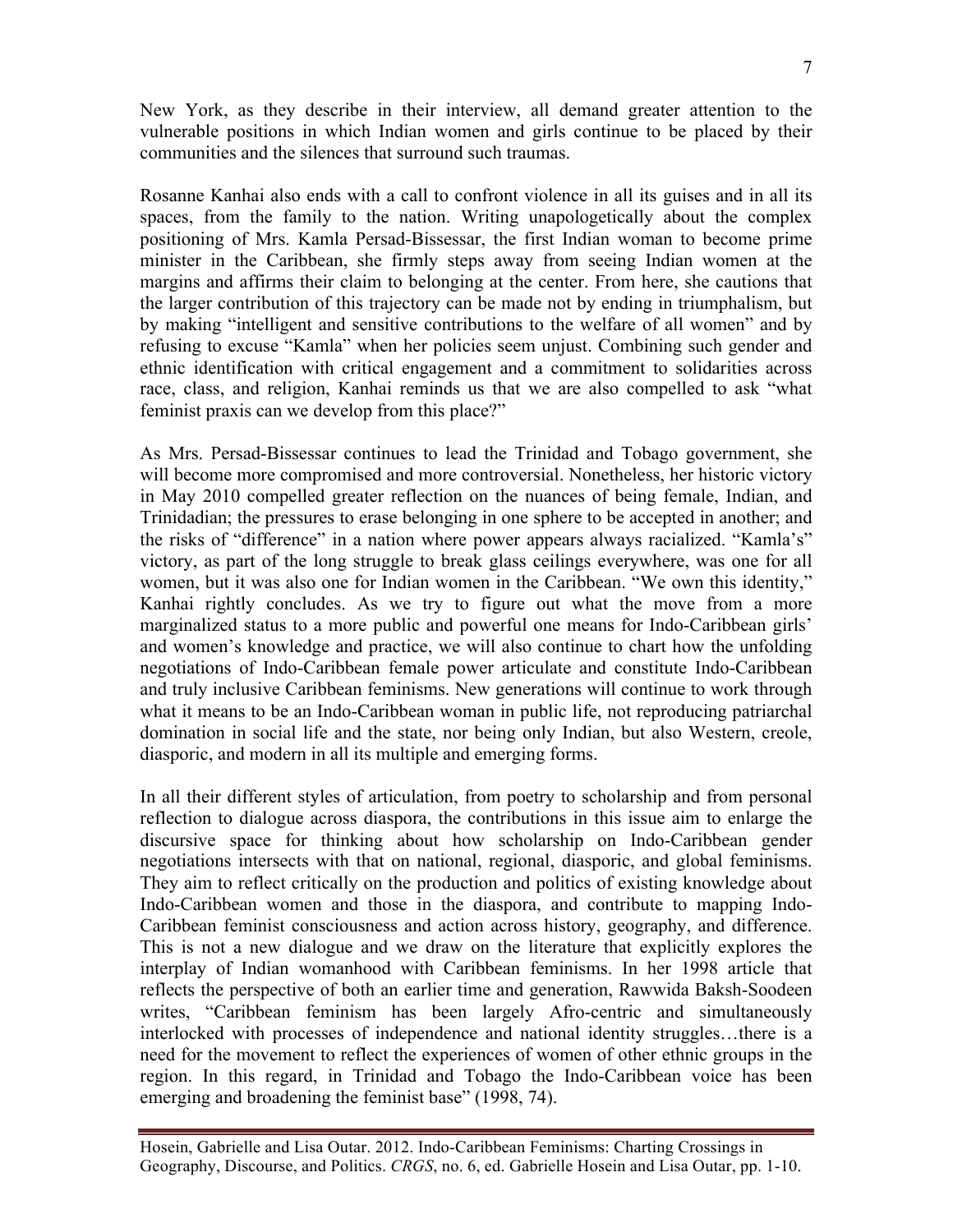New York, as they describe in their interview, all demand greater attention to the vulnerable positions in which Indian women and girls continue to be placed by their communities and the silences that surround such traumas.

Rosanne Kanhai also ends with a call to confront violence in all its guises and in all its spaces, from the family to the nation. Writing unapologetically about the complex positioning of Mrs. Kamla Persad-Bissessar, the first Indian woman to become prime minister in the Caribbean, she firmly steps away from seeing Indian women at the margins and affirms their claim to belonging at the center. From here, she cautions that the larger contribution of this trajectory can be made not by ending in triumphalism, but by making "intelligent and sensitive contributions to the welfare of all women" and by refusing to excuse "Kamla" when her policies seem unjust. Combining such gender and ethnic identification with critical engagement and a commitment to solidarities across race, class, and religion, Kanhai reminds us that we are also compelled to ask "what feminist praxis can we develop from this place?"

As Mrs. Persad-Bissessar continues to lead the Trinidad and Tobago government, she will become more compromised and more controversial. Nonetheless, her historic victory in May 2010 compelled greater reflection on the nuances of being female, Indian, and Trinidadian; the pressures to erase belonging in one sphere to be accepted in another; and the risks of "difference" in a nation where power appears always racialized. "Kamla's" victory, as part of the long struggle to break glass ceilings everywhere, was one for all women, but it was also one for Indian women in the Caribbean. "We own this identity," Kanhai rightly concludes. As we try to figure out what the move from a more marginalized status to a more public and powerful one means for Indo-Caribbean girls' and women's knowledge and practice, we will also continue to chart how the unfolding negotiations of Indo-Caribbean female power articulate and constitute Indo-Caribbean and truly inclusive Caribbean feminisms. New generations will continue to work through what it means to be an Indo-Caribbean woman in public life, not reproducing patriarchal domination in social life and the state, nor being only Indian, but also Western, creole, diasporic, and modern in all its multiple and emerging forms.

In all their different styles of articulation, from poetry to scholarship and from personal reflection to dialogue across diaspora, the contributions in this issue aim to enlarge the discursive space for thinking about how scholarship on Indo-Caribbean gender negotiations intersects with that on national, regional, diasporic, and global feminisms. They aim to reflect critically on the production and politics of existing knowledge about Indo-Caribbean women and those in the diaspora, and contribute to mapping Indo-Caribbean feminist consciousness and action across history, geography, and difference. This is not a new dialogue and we draw on the literature that explicitly explores the interplay of Indian womanhood with Caribbean feminisms. In her 1998 article that reflects the perspective of both an earlier time and generation, Rawwida Baksh-Soodeen writes, "Caribbean feminism has been largely Afro-centric and simultaneously interlocked with processes of independence and national identity struggles…there is a need for the movement to reflect the experiences of women of other ethnic groups in the region. In this regard, in Trinidad and Tobago the Indo-Caribbean voice has been emerging and broadening the feminist base" (1998, 74).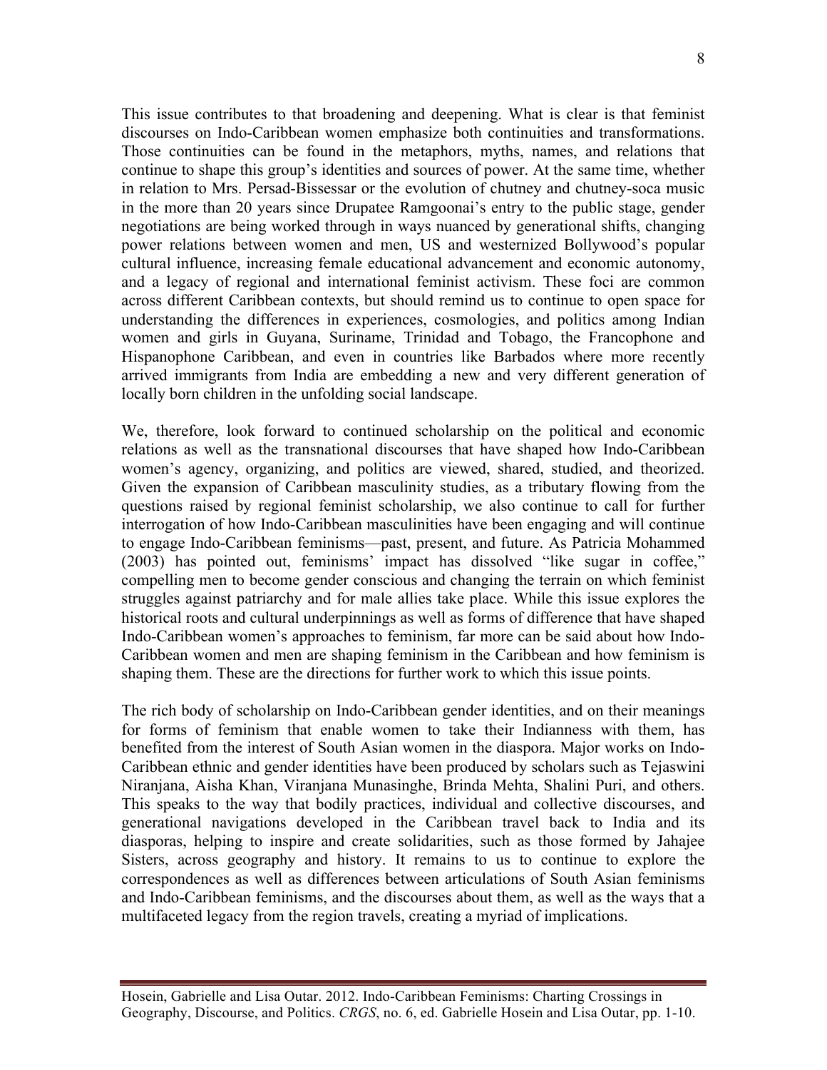This issue contributes to that broadening and deepening. What is clear is that feminist discourses on Indo-Caribbean women emphasize both continuities and transformations. Those continuities can be found in the metaphors, myths, names, and relations that continue to shape this group's identities and sources of power. At the same time, whether in relation to Mrs. Persad-Bissessar or the evolution of chutney and chutney-soca music in the more than 20 years since Drupatee Ramgoonai's entry to the public stage, gender negotiations are being worked through in ways nuanced by generational shifts, changing power relations between women and men, US and westernized Bollywood's popular cultural influence, increasing female educational advancement and economic autonomy, and a legacy of regional and international feminist activism. These foci are common across different Caribbean contexts, but should remind us to continue to open space for understanding the differences in experiences, cosmologies, and politics among Indian women and girls in Guyana, Suriname, Trinidad and Tobago, the Francophone and Hispanophone Caribbean, and even in countries like Barbados where more recently arrived immigrants from India are embedding a new and very different generation of locally born children in the unfolding social landscape.

We, therefore, look forward to continued scholarship on the political and economic relations as well as the transnational discourses that have shaped how Indo-Caribbean women's agency, organizing, and politics are viewed, shared, studied, and theorized. Given the expansion of Caribbean masculinity studies, as a tributary flowing from the questions raised by regional feminist scholarship, we also continue to call for further interrogation of how Indo-Caribbean masculinities have been engaging and will continue to engage Indo-Caribbean feminisms—past, present, and future. As Patricia Mohammed (2003) has pointed out, feminisms' impact has dissolved "like sugar in coffee," compelling men to become gender conscious and changing the terrain on which feminist struggles against patriarchy and for male allies take place. While this issue explores the historical roots and cultural underpinnings as well as forms of difference that have shaped Indo-Caribbean women's approaches to feminism, far more can be said about how Indo-Caribbean women and men are shaping feminism in the Caribbean and how feminism is shaping them. These are the directions for further work to which this issue points.

The rich body of scholarship on Indo-Caribbean gender identities, and on their meanings for forms of feminism that enable women to take their Indianness with them, has benefited from the interest of South Asian women in the diaspora. Major works on Indo-Caribbean ethnic and gender identities have been produced by scholars such as Tejaswini Niranjana, Aisha Khan, Viranjana Munasinghe, Brinda Mehta, Shalini Puri, and others. This speaks to the way that bodily practices, individual and collective discourses, and generational navigations developed in the Caribbean travel back to India and its diasporas, helping to inspire and create solidarities, such as those formed by Jahajee Sisters, across geography and history. It remains to us to continue to explore the correspondences as well as differences between articulations of South Asian feminisms and Indo-Caribbean feminisms, and the discourses about them, as well as the ways that a multifaceted legacy from the region travels, creating a myriad of implications.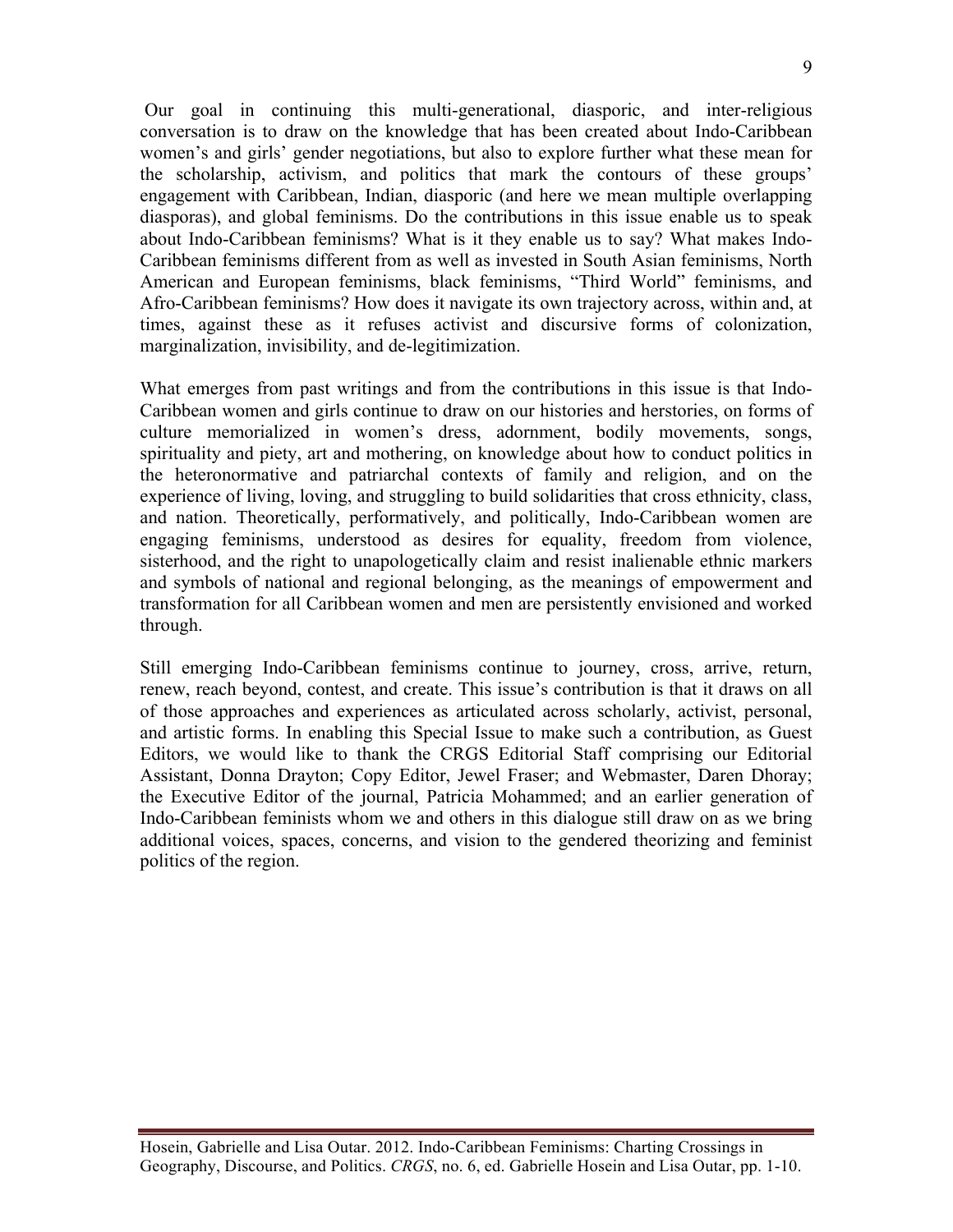Our goal in continuing this multi-generational, diasporic, and inter-religious conversation is to draw on the knowledge that has been created about Indo-Caribbean women's and girls' gender negotiations, but also to explore further what these mean for the scholarship, activism, and politics that mark the contours of these groups' engagement with Caribbean, Indian, diasporic (and here we mean multiple overlapping diasporas), and global feminisms. Do the contributions in this issue enable us to speak about Indo-Caribbean feminisms? What is it they enable us to say? What makes Indo-Caribbean feminisms different from as well as invested in South Asian feminisms, North American and European feminisms, black feminisms, "Third World" feminisms, and Afro-Caribbean feminisms? How does it navigate its own trajectory across, within and, at times, against these as it refuses activist and discursive forms of colonization, marginalization, invisibility, and de-legitimization.

What emerges from past writings and from the contributions in this issue is that Indo-Caribbean women and girls continue to draw on our histories and herstories, on forms of culture memorialized in women's dress, adornment, bodily movements, songs, spirituality and piety, art and mothering, on knowledge about how to conduct politics in the heteronormative and patriarchal contexts of family and religion, and on the experience of living, loving, and struggling to build solidarities that cross ethnicity, class, and nation. Theoretically, performatively, and politically, Indo-Caribbean women are engaging feminisms, understood as desires for equality, freedom from violence, sisterhood, and the right to unapologetically claim and resist inalienable ethnic markers and symbols of national and regional belonging, as the meanings of empowerment and transformation for all Caribbean women and men are persistently envisioned and worked through.

Still emerging Indo-Caribbean feminisms continue to journey, cross, arrive, return, renew, reach beyond, contest, and create. This issue's contribution is that it draws on all of those approaches and experiences as articulated across scholarly, activist, personal, and artistic forms. In enabling this Special Issue to make such a contribution, as Guest Editors, we would like to thank the CRGS Editorial Staff comprising our Editorial Assistant, Donna Drayton; Copy Editor, Jewel Fraser; and Webmaster, Daren Dhoray; the Executive Editor of the journal, Patricia Mohammed; and an earlier generation of Indo-Caribbean feminists whom we and others in this dialogue still draw on as we bring additional voices, spaces, concerns, and vision to the gendered theorizing and feminist politics of the region.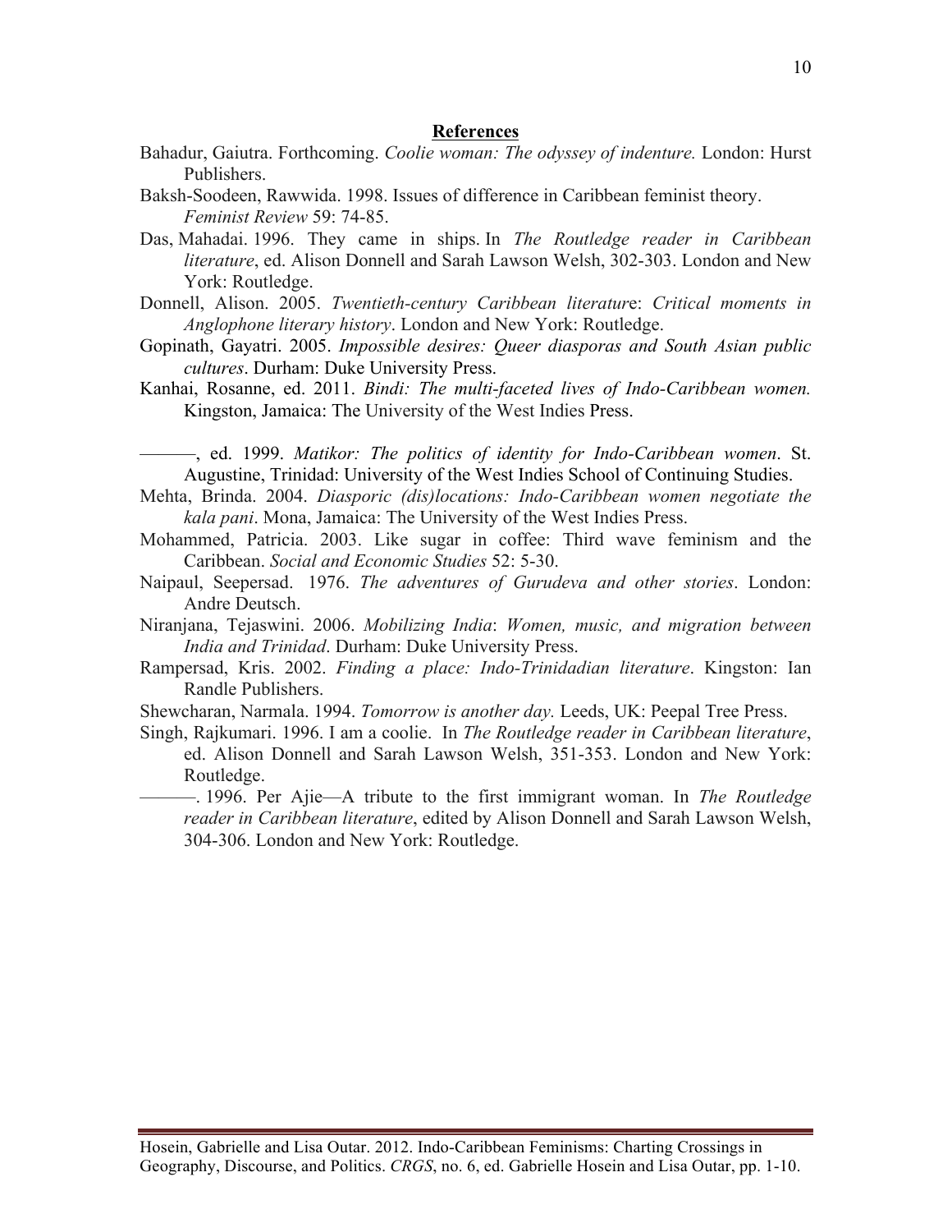## References

Bahadur, Gaiutra. Forthcoming. *Coolie woman: The odyssey of indenture.* London: Hurst Publishers.

Baksh-Soodeen, Rawwida. 1998. Issues of difference in Caribbean feminist theory. *Feminist Review* 59: 74-85.

Das, Mahadai. 1996. They came in ships. In *The Routledge reader in Caribbean literature*, ed. Alison Donnell and Sarah Lawson Welsh, 302-303. London and New York: Routledge.

Donnell, Alison. 2005. *Twentieth-century Caribbean literature*: *Critical moments in Anglophone literary history*. London and New York: Routledge.

Gopinath, Gayatri. 2005. *Impossible desires: Queer diasporas and South Asian public cultures*. Durham: Duke University Press.

Kanhai, Rosanne, ed. 2011. *Bindi: The multi-faceted lives of Indo-Caribbean women.* Kingston, Jamaica: The University of the West Indies Press.

———, ed. 1999. *Matikor: The politics of identity for Indo-Caribbean women*. St. Augustine, Trinidad: University of the West Indies School of Continuing Studies.

Mehta, Brinda. 2004. *Diasporic (dis)locations: Indo-Caribbean women negotiate the kala pani*. Mona, Jamaica: The University of the West Indies Press.

Mohammed, Patricia. 2003. Like sugar in coffee: Third wave feminism and the Caribbean. *Social and Economic Studies* 52: 5-30.

Naipaul, Seepersad. 1976. *The adventures of Gurudeva and other stories*. London: Andre Deutsch.

Niranjana, Tejaswini. 2006. *Mobilizing India*: *Women, music, and migration between India and Trinidad*. Durham: Duke University Press.

Rampersad, Kris. 2002. *Finding a place: Indo-Trinidadian literature*. Kingston: Ian Randle Publishers.

Shewcharan, Narmala. 1994. *Tomorrow is another day.* Leeds, UK: Peepal Tree Press.

Singh, Rajkumari. 1996. I am a coolie. In *The Routledge reader in Caribbean literature*, ed. Alison Donnell and Sarah Lawson Welsh, 351-353. London and New York: Routledge.

———. 1996. Per Ajie—A tribute to the first immigrant woman. In *The Routledge reader in Caribbean literature*, edited by Alison Donnell and Sarah Lawson Welsh, 304-306. London and New York: Routledge.